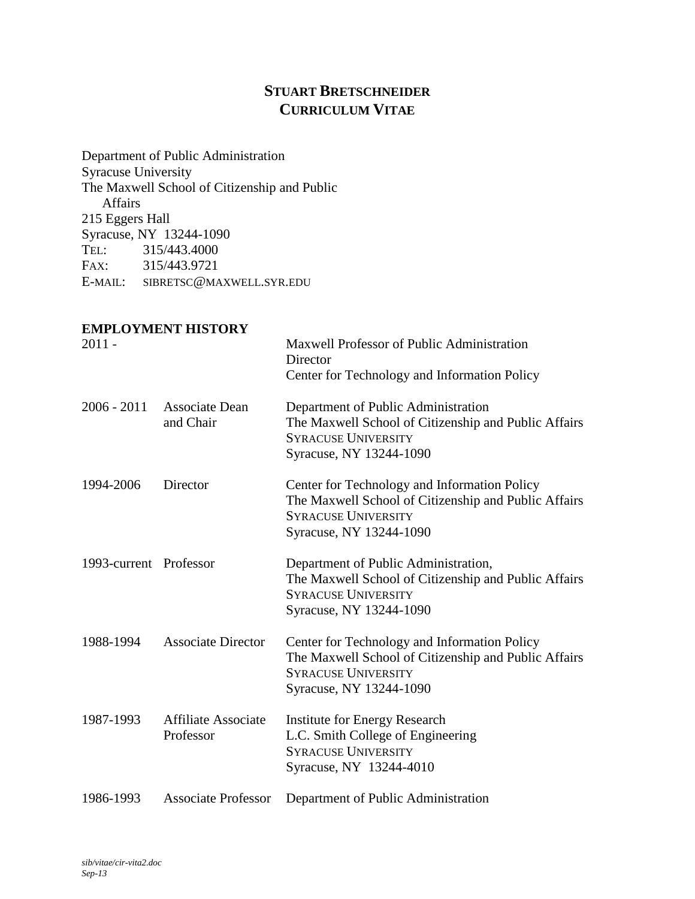# STUART BRETSCHNEIDER
# CURRICULUM VITAE

Department of Public Administration
Syracuse University
The Maxwell School of Citizenship and Public Affairs
215 Eggers Hall
Syracuse, NY 13244-1090
TEL: 315/443.4000
FAX: 315/443.9721
E-MAIL: SIBRETSC@MAXWELL.SYR.EDU

## EMPLOYMENT HISTORY

| | | |
|---|---|---|
| 2011 - | | Maxwell Professor of Public Administration<br>Director<br>Center for Technology and Information Policy |
| 2006 - 2011 | Associate Dean and Chair | Department of Public Administration<br>The Maxwell School of Citizenship and Public Affairs<br>SYRACUSE UNIVERSITY<br>Syracuse, NY 13244-1090 |
| 1994-2006 | Director | Center for Technology and Information Policy<br>The Maxwell School of Citizenship and Public Affairs<br>SYRACUSE UNIVERSITY<br>Syracuse, NY 13244-1090 |
| 1993-current | Professor | Department of Public Administration,<br>The Maxwell School of Citizenship and Public Affairs<br>SYRACUSE UNIVERSITY<br>Syracuse, NY 13244-1090 |
| 1988-1994 | Associate Director | Center for Technology and Information Policy<br>The Maxwell School of Citizenship and Public Affairs<br>SYRACUSE UNIVERSITY<br>Syracuse, NY 13244-1090 |
| 1987-1993 | Affiliate Associate Professor | Institute for Energy Research<br>L.C. Smith College of Engineering<br>SYRACUSE UNIVERSITY<br>Syracuse, NY 13244-4010 |
| 1986-1993 | Associate Professor | Department of Public Administration |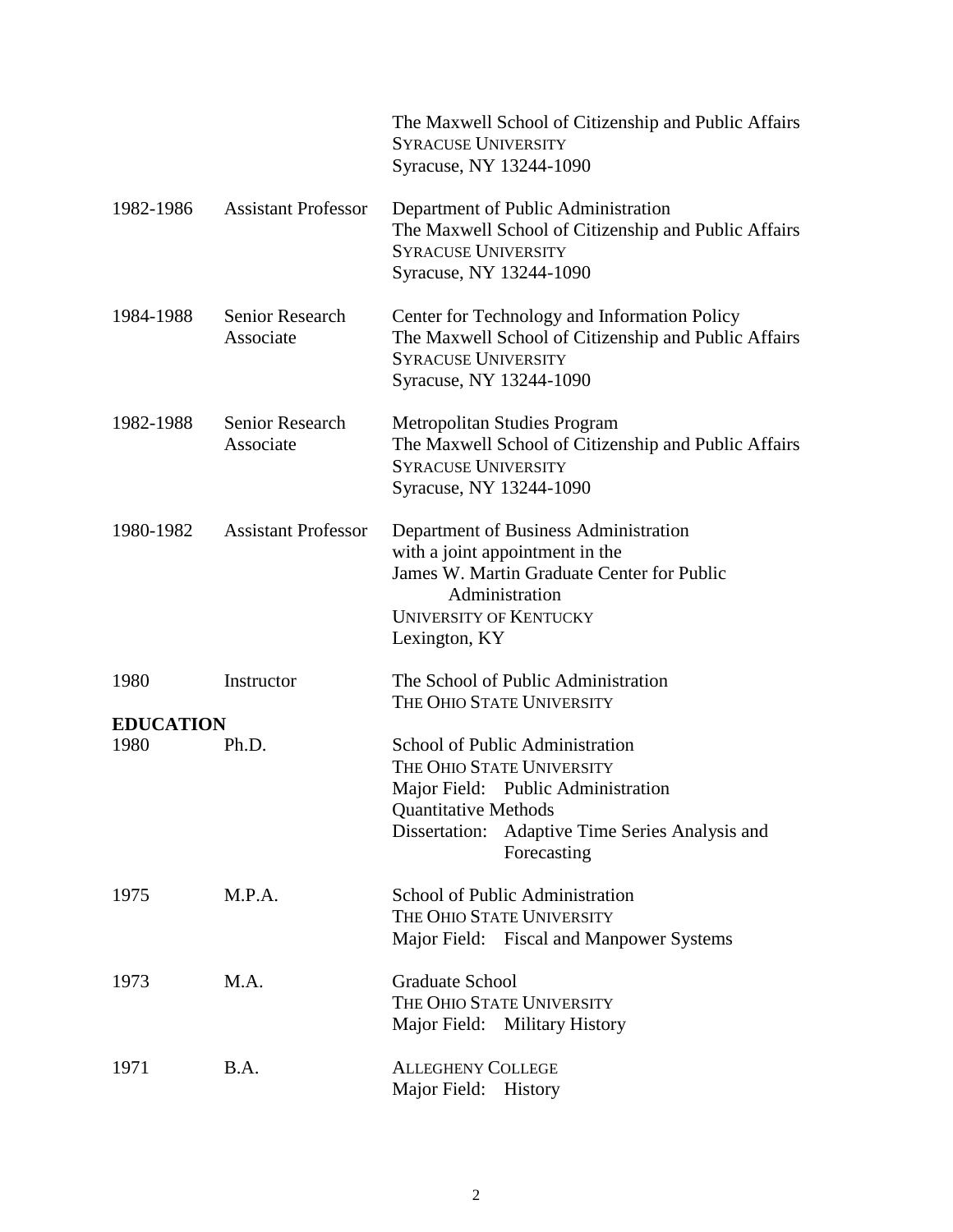The Maxwell School of Citizenship and Public Affairs
SYRACUSE UNIVERSITY
Syracuse, NY 13244-1090

| | | |
|---|---|---|
| 1982-1986 | Assistant Professor | Department of Public Administration<br>The Maxwell School of Citizenship and Public Affairs<br>SYRACUSE UNIVERSITY<br>Syracuse, NY 13244-1090 |
| 1984-1988 | Senior Research Associate | Center for Technology and Information Policy<br>The Maxwell School of Citizenship and Public Affairs<br>SYRACUSE UNIVERSITY<br>Syracuse, NY 13244-1090 |
| 1982-1988 | Senior Research Associate | Metropolitan Studies Program<br>The Maxwell School of Citizenship and Public Affairs<br>SYRACUSE UNIVERSITY<br>Syracuse, NY 13244-1090 |
| 1980-1982 | Assistant Professor | Department of Business Administration<br>with a joint appointment in the<br>James W. Martin Graduate Center for Public Administration<br>UNIVERSITY OF KENTUCKY<br>Lexington, KY |
| 1980 | Instructor | The School of Public Administration<br>THE OHIO STATE UNIVERSITY |

**EDUCATION**

| | | |
|---|---|---|
| 1980 | Ph.D. | School of Public Administration<br>THE OHIO STATE UNIVERSITY<br>Major Field: Public Administration<br>Quantitative Methods<br>Dissertation: Adaptive Time Series Analysis and Forecasting |
| 1975 | M.P.A. | School of Public Administration<br>THE OHIO STATE UNIVERSITY<br>Major Field: Fiscal and Manpower Systems |
| 1973 | M.A. | Graduate School<br>THE OHIO STATE UNIVERSITY<br>Major Field: Military History |
| 1971 | B.A. | ALLEGHENY COLLEGE<br>Major Field: History |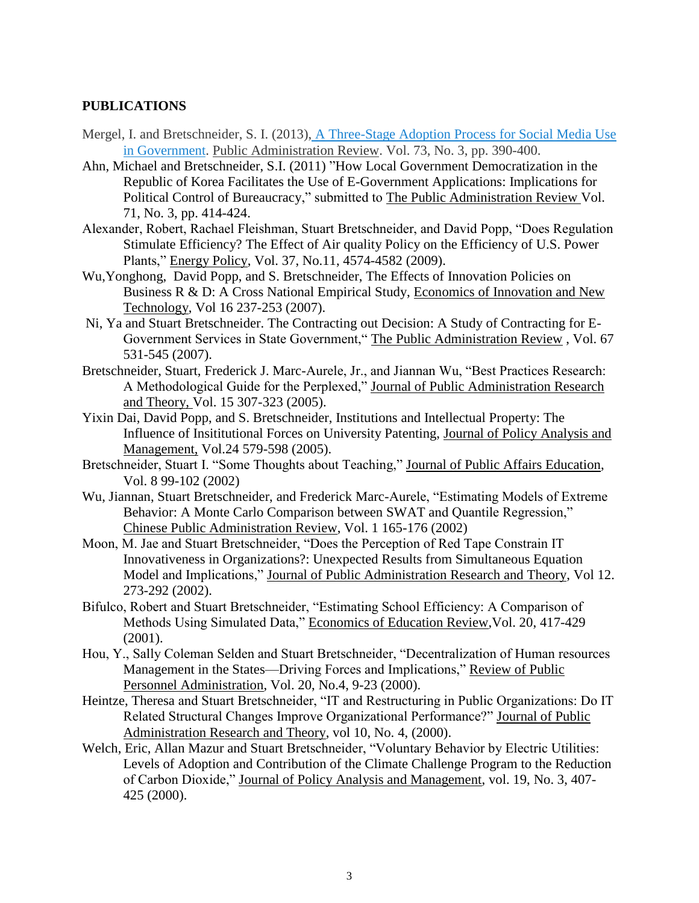## PUBLICATIONS

Mergel, I. and Bretschneider, S. I. (2013), A Three-Stage Adoption Process for Social Media Use in Government. Public Administration Review. Vol. 73, No. 3, pp. 390-400.

Ahn, Michael and Bretschneider, S.I. (2011) "How Local Government Democratization in the Republic of Korea Facilitates the Use of E-Government Applications: Implications for Political Control of Bureaucracy," submitted to The Public Administration Review Vol. 71, No. 3, pp. 414-424.

Alexander, Robert, Rachael Fleishman, Stuart Bretschneider, and David Popp, "Does Regulation Stimulate Efficiency? The Effect of Air quality Policy on the Efficiency of U.S. Power Plants," Energy Policy, Vol. 37, No.11, 4574-4582 (2009).

Wu,Yonghong, David Popp, and S. Bretschneider, The Effects of Innovation Policies on Business R & D: A Cross National Empirical Study, Economics of Innovation and New Technology, Vol 16 237-253 (2007).

Ni, Ya and Stuart Bretschneider. The Contracting out Decision: A Study of Contracting for E-Government Services in State Government," The Public Administration Review , Vol. 67 531-545 (2007).

Bretschneider, Stuart, Frederick J. Marc-Aurele, Jr., and Jiannan Wu, "Best Practices Research: A Methodological Guide for the Perplexed," Journal of Public Administration Research and Theory, Vol. 15 307-323 (2005).

Yixin Dai, David Popp, and S. Bretschneider, Institutions and Intellectual Property: The Influence of Insititutional Forces on University Patenting, Journal of Policy Analysis and Management, Vol.24 579-598 (2005).

Bretschneider, Stuart I. "Some Thoughts about Teaching," Journal of Public Affairs Education, Vol. 8 99-102 (2002)

Wu, Jiannan, Stuart Bretschneider, and Frederick Marc-Aurele, "Estimating Models of Extreme Behavior: A Monte Carlo Comparison between SWAT and Quantile Regression," Chinese Public Administration Review, Vol. 1 165-176 (2002)

Moon, M. Jae and Stuart Bretschneider, "Does the Perception of Red Tape Constrain IT Innovativeness in Organizations?: Unexpected Results from Simultaneous Equation Model and Implications," Journal of Public Administration Research and Theory, Vol 12. 273-292 (2002).

Bifulco, Robert and Stuart Bretschneider, "Estimating School Efficiency: A Comparison of Methods Using Simulated Data," Economics of Education Review,Vol. 20, 417-429 (2001).

Hou, Y., Sally Coleman Selden and Stuart Bretschneider, "Decentralization of Human resources Management in the States—Driving Forces and Implications," Review of Public Personnel Administration, Vol. 20, No.4, 9-23 (2000).

Heintze, Theresa and Stuart Bretschneider, "IT and Restructuring in Public Organizations: Do IT Related Structural Changes Improve Organizational Performance?" Journal of Public Administration Research and Theory, vol 10, No. 4, (2000).

Welch, Eric, Allan Mazur and Stuart Bretschneider, "Voluntary Behavior by Electric Utilities: Levels of Adoption and Contribution of the Climate Challenge Program to the Reduction of Carbon Dioxide," Journal of Policy Analysis and Management, vol. 19, No. 3, 407-425 (2000).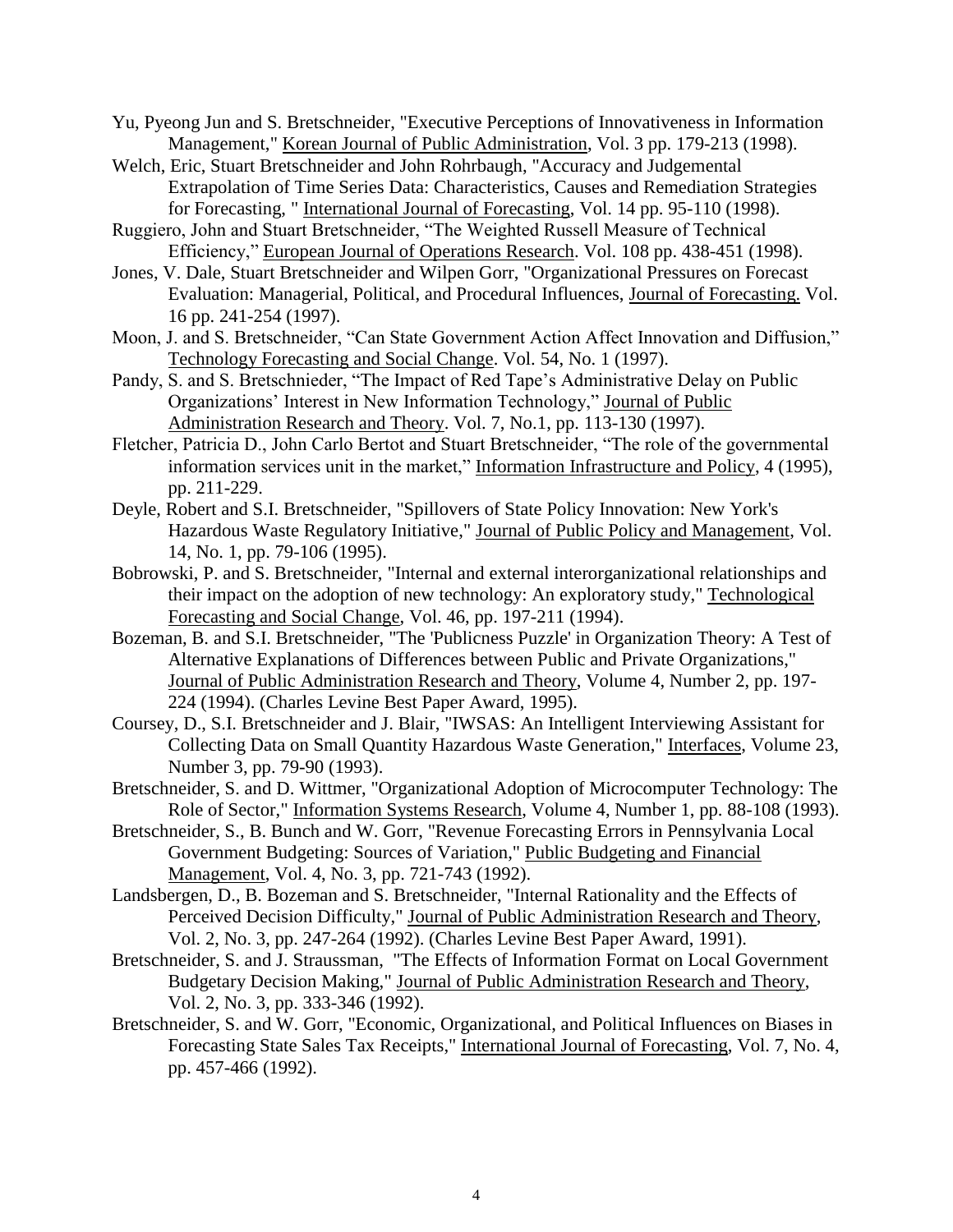Yu, Pyeong Jun and S. Bretschneider, "Executive Perceptions of Innovativeness in Information Management," Korean Journal of Public Administration, Vol. 3 pp. 179-213 (1998).

Welch, Eric, Stuart Bretschneider and John Rohrbaugh, "Accuracy and Judgemental Extrapolation of Time Series Data: Characteristics, Causes and Remediation Strategies for Forecasting, " International Journal of Forecasting, Vol. 14 pp. 95-110 (1998).

Ruggiero, John and Stuart Bretschneider, "The Weighted Russell Measure of Technical Efficiency," European Journal of Operations Research. Vol. 108 pp. 438-451 (1998).

Jones, V. Dale, Stuart Bretschneider and Wilpen Gorr, "Organizational Pressures on Forecast Evaluation: Managerial, Political, and Procedural Influences, Journal of Forecasting. Vol. 16 pp. 241-254 (1997).

Moon, J. and S. Bretschneider, "Can State Government Action Affect Innovation and Diffusion," Technology Forecasting and Social Change. Vol. 54, No. 1 (1997).

Pandy, S. and S. Bretschnieder, "The Impact of Red Tape's Administrative Delay on Public Organizations' Interest in New Information Technology," Journal of Public Administration Research and Theory. Vol. 7, No.1, pp. 113-130 (1997).

Fletcher, Patricia D., John Carlo Bertot and Stuart Bretschneider, "The role of the governmental information services unit in the market," Information Infrastructure and Policy, 4 (1995), pp. 211-229.

Deyle, Robert and S.I. Bretschneider, "Spillovers of State Policy Innovation: New York's Hazardous Waste Regulatory Initiative," Journal of Public Policy and Management, Vol. 14, No. 1, pp. 79-106 (1995).

Bobrowski, P. and S. Bretschneider, "Internal and external interorganizational relationships and their impact on the adoption of new technology: An exploratory study," Technological Forecasting and Social Change, Vol. 46, pp. 197-211 (1994).

Bozeman, B. and S.I. Bretschneider, "The 'Publicness Puzzle' in Organization Theory: A Test of Alternative Explanations of Differences between Public and Private Organizations," Journal of Public Administration Research and Theory, Volume 4, Number 2, pp. 197-224 (1994). (Charles Levine Best Paper Award, 1995).

Coursey, D., S.I. Bretschneider and J. Blair, "IWSAS: An Intelligent Interviewing Assistant for Collecting Data on Small Quantity Hazardous Waste Generation," Interfaces, Volume 23, Number 3, pp. 79-90 (1993).

Bretschneider, S. and D. Wittmer, "Organizational Adoption of Microcomputer Technology: The Role of Sector," Information Systems Research, Volume 4, Number 1, pp. 88-108 (1993).

Bretschneider, S., B. Bunch and W. Gorr, "Revenue Forecasting Errors in Pennsylvania Local Government Budgeting: Sources of Variation," Public Budgeting and Financial Management, Vol. 4, No. 3, pp. 721-743 (1992).

Landsbergen, D., B. Bozeman and S. Bretschneider, "Internal Rationality and the Effects of Perceived Decision Difficulty," Journal of Public Administration Research and Theory, Vol. 2, No. 3, pp. 247-264 (1992). (Charles Levine Best Paper Award, 1991).

Bretschneider, S. and J. Straussman, "The Effects of Information Format on Local Government Budgetary Decision Making," Journal of Public Administration Research and Theory, Vol. 2, No. 3, pp. 333-346 (1992).

Bretschneider, S. and W. Gorr, "Economic, Organizational, and Political Influences on Biases in Forecasting State Sales Tax Receipts," International Journal of Forecasting, Vol. 7, No. 4, pp. 457-466 (1992).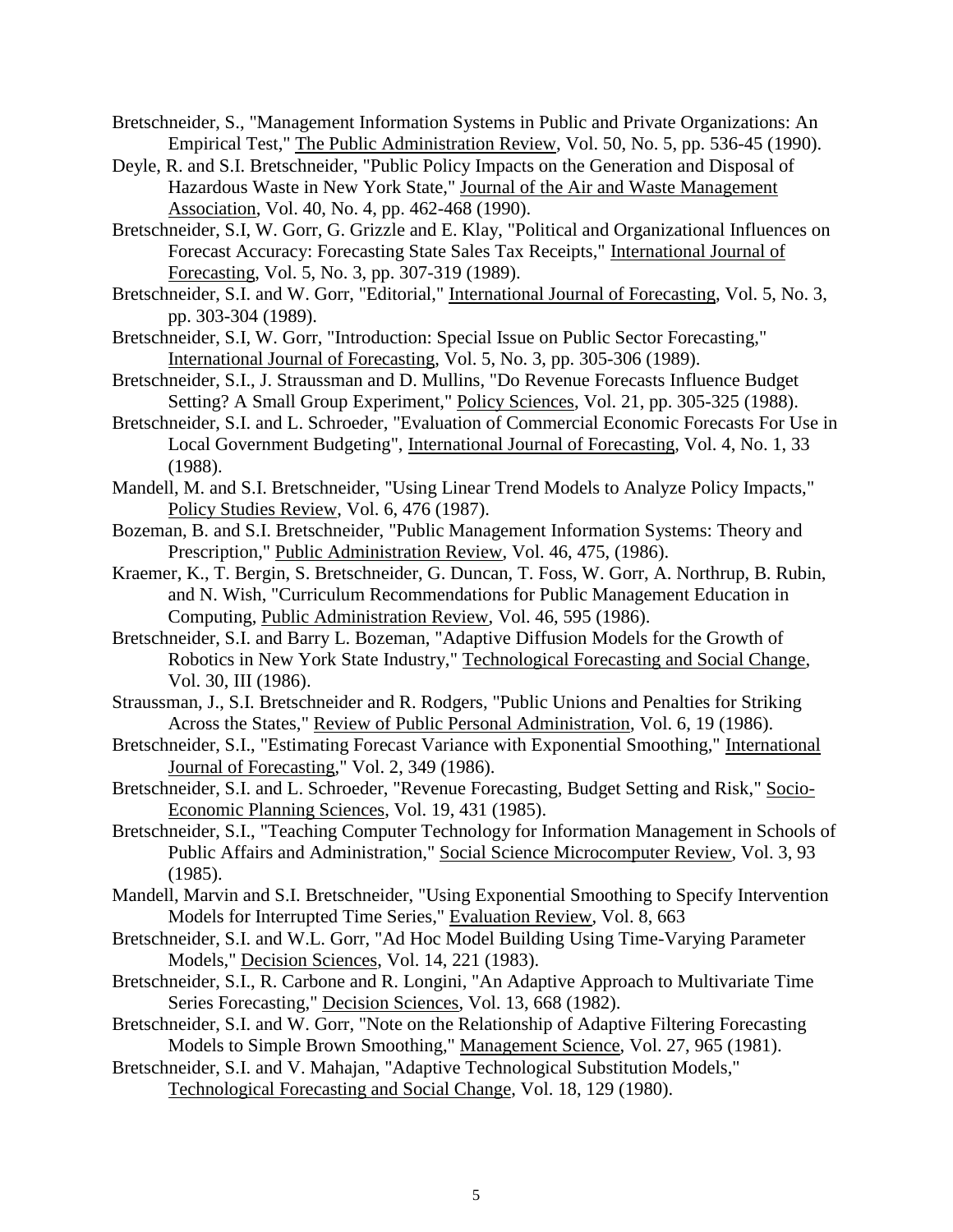Bretschneider, S., "Management Information Systems in Public and Private Organizations: An Empirical Test," The Public Administration Review, Vol. 50, No. 5, pp. 536-45 (1990).

Deyle, R. and S.I. Bretschneider, "Public Policy Impacts on the Generation and Disposal of Hazardous Waste in New York State," Journal of the Air and Waste Management Association, Vol. 40, No. 4, pp. 462-468 (1990).

Bretschneider, S.I, W. Gorr, G. Grizzle and E. Klay, "Political and Organizational Influences on Forecast Accuracy: Forecasting State Sales Tax Receipts," International Journal of Forecasting, Vol. 5, No. 3, pp. 307-319 (1989).

Bretschneider, S.I. and W. Gorr, "Editorial," International Journal of Forecasting, Vol. 5, No. 3, pp. 303-304 (1989).

Bretschneider, S.I, W. Gorr, "Introduction: Special Issue on Public Sector Forecasting," International Journal of Forecasting, Vol. 5, No. 3, pp. 305-306 (1989).

Bretschneider, S.I., J. Straussman and D. Mullins, "Do Revenue Forecasts Influence Budget Setting? A Small Group Experiment," Policy Sciences, Vol. 21, pp. 305-325 (1988).

Bretschneider, S.I. and L. Schroeder, "Evaluation of Commercial Economic Forecasts For Use in Local Government Budgeting", International Journal of Forecasting, Vol. 4, No. 1, 33 (1988).

Mandell, M. and S.I. Bretschneider, "Using Linear Trend Models to Analyze Policy Impacts," Policy Studies Review, Vol. 6, 476 (1987).

Bozeman, B. and S.I. Bretschneider, "Public Management Information Systems: Theory and Prescription," Public Administration Review, Vol. 46, 475, (1986).

Kraemer, K., T. Bergin, S. Bretschneider, G. Duncan, T. Foss, W. Gorr, A. Northrup, B. Rubin, and N. Wish, "Curriculum Recommendations for Public Management Education in Computing, Public Administration Review, Vol. 46, 595 (1986).

Bretschneider, S.I. and Barry L. Bozeman, "Adaptive Diffusion Models for the Growth of Robotics in New York State Industry," Technological Forecasting and Social Change, Vol. 30, III (1986).

Straussman, J., S.I. Bretschneider and R. Rodgers, "Public Unions and Penalties for Striking Across the States," Review of Public Personal Administration, Vol. 6, 19 (1986).

Bretschneider, S.I., "Estimating Forecast Variance with Exponential Smoothing," International Journal of Forecasting," Vol. 2, 349 (1986).

Bretschneider, S.I. and L. Schroeder, "Revenue Forecasting, Budget Setting and Risk," Socio-Economic Planning Sciences, Vol. 19, 431 (1985).

Bretschneider, S.I., "Teaching Computer Technology for Information Management in Schools of Public Affairs and Administration," Social Science Microcomputer Review, Vol. 3, 93 (1985).

Mandell, Marvin and S.I. Bretschneider, "Using Exponential Smoothing to Specify Intervention Models for Interrupted Time Series," Evaluation Review, Vol. 8, 663

Bretschneider, S.I. and W.L. Gorr, "Ad Hoc Model Building Using Time-Varying Parameter Models," Decision Sciences, Vol. 14, 221 (1983).

Bretschneider, S.I., R. Carbone and R. Longini, "An Adaptive Approach to Multivariate Time Series Forecasting," Decision Sciences, Vol. 13, 668 (1982).

Bretschneider, S.I. and W. Gorr, "Note on the Relationship of Adaptive Filtering Forecasting Models to Simple Brown Smoothing," Management Science, Vol. 27, 965 (1981).

Bretschneider, S.I. and V. Mahajan, "Adaptive Technological Substitution Models," Technological Forecasting and Social Change, Vol. 18, 129 (1980).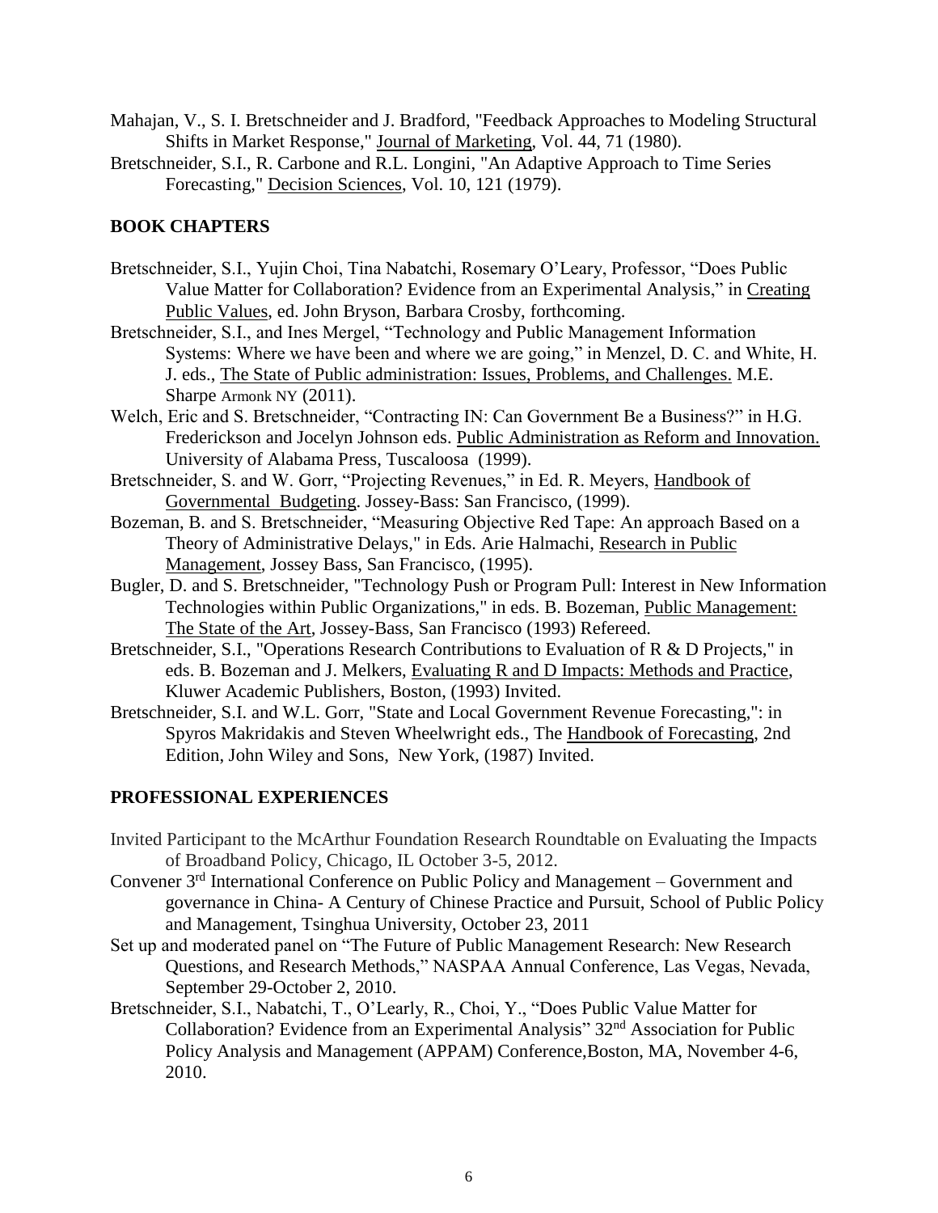Mahajan, V., S. I. Bretschneider and J. Bradford, "Feedback Approaches to Modeling Structural Shifts in Market Response," Journal of Marketing, Vol. 44, 71 (1980).

Bretschneider, S.I., R. Carbone and R.L. Longini, "An Adaptive Approach to Time Series Forecasting," Decision Sciences, Vol. 10, 121 (1979).

## BOOK CHAPTERS

Bretschneider, S.I., Yujin Choi, Tina Nabatchi, Rosemary O'Leary, Professor, "Does Public Value Matter for Collaboration? Evidence from an Experimental Analysis," in Creating Public Values, ed. John Bryson, Barbara Crosby, forthcoming.

Bretschneider, S.I., and Ines Mergel, "Technology and Public Management Information Systems: Where we have been and where we are going," in Menzel, D. C. and White, H. J. eds., The State of Public administration: Issues, Problems, and Challenges. M.E. Sharpe Armonk NY (2011).

Welch, Eric and S. Bretschneider, "Contracting IN: Can Government Be a Business?" in H.G. Frederickson and Jocelyn Johnson eds. Public Administration as Reform and Innovation. University of Alabama Press, Tuscaloosa (1999).

Bretschneider, S. and W. Gorr, "Projecting Revenues," in Ed. R. Meyers, Handbook of Governmental Budgeting. Jossey-Bass: San Francisco, (1999).

Bozeman, B. and S. Bretschneider, "Measuring Objective Red Tape: An approach Based on a Theory of Administrative Delays," in Eds. Arie Halmachi, Research in Public Management, Jossey Bass, San Francisco, (1995).

Bugler, D. and S. Bretschneider, "Technology Push or Program Pull: Interest in New Information Technologies within Public Organizations," in eds. B. Bozeman, Public Management: The State of the Art, Jossey-Bass, San Francisco (1993) Refereed.

Bretschneider, S.I., "Operations Research Contributions to Evaluation of R & D Projects," in eds. B. Bozeman and J. Melkers, Evaluating R and D Impacts: Methods and Practice, Kluwer Academic Publishers, Boston, (1993) Invited.

Bretschneider, S.I. and W.L. Gorr, "State and Local Government Revenue Forecasting,": in Spyros Makridakis and Steven Wheelwright eds., The Handbook of Forecasting, 2nd Edition, John Wiley and Sons, New York, (1987) Invited.

## PROFESSIONAL EXPERIENCES

Invited Participant to the McArthur Foundation Research Roundtable on Evaluating the Impacts of Broadband Policy, Chicago, IL October 3-5, 2012.

Convener 3rd International Conference on Public Policy and Management – Government and governance in China- A Century of Chinese Practice and Pursuit, School of Public Policy and Management, Tsinghua University, October 23, 2011

Set up and moderated panel on "The Future of Public Management Research: New Research Questions, and Research Methods," NASPAA Annual Conference, Las Vegas, Nevada, September 29-October 2, 2010.

Bretschneider, S.I., Nabatchi, T., O'Learly, R., Choi, Y., "Does Public Value Matter for Collaboration? Evidence from an Experimental Analysis" 32nd Association for Public Policy Analysis and Management (APPAM) Conference,Boston, MA, November 4-6, 2010.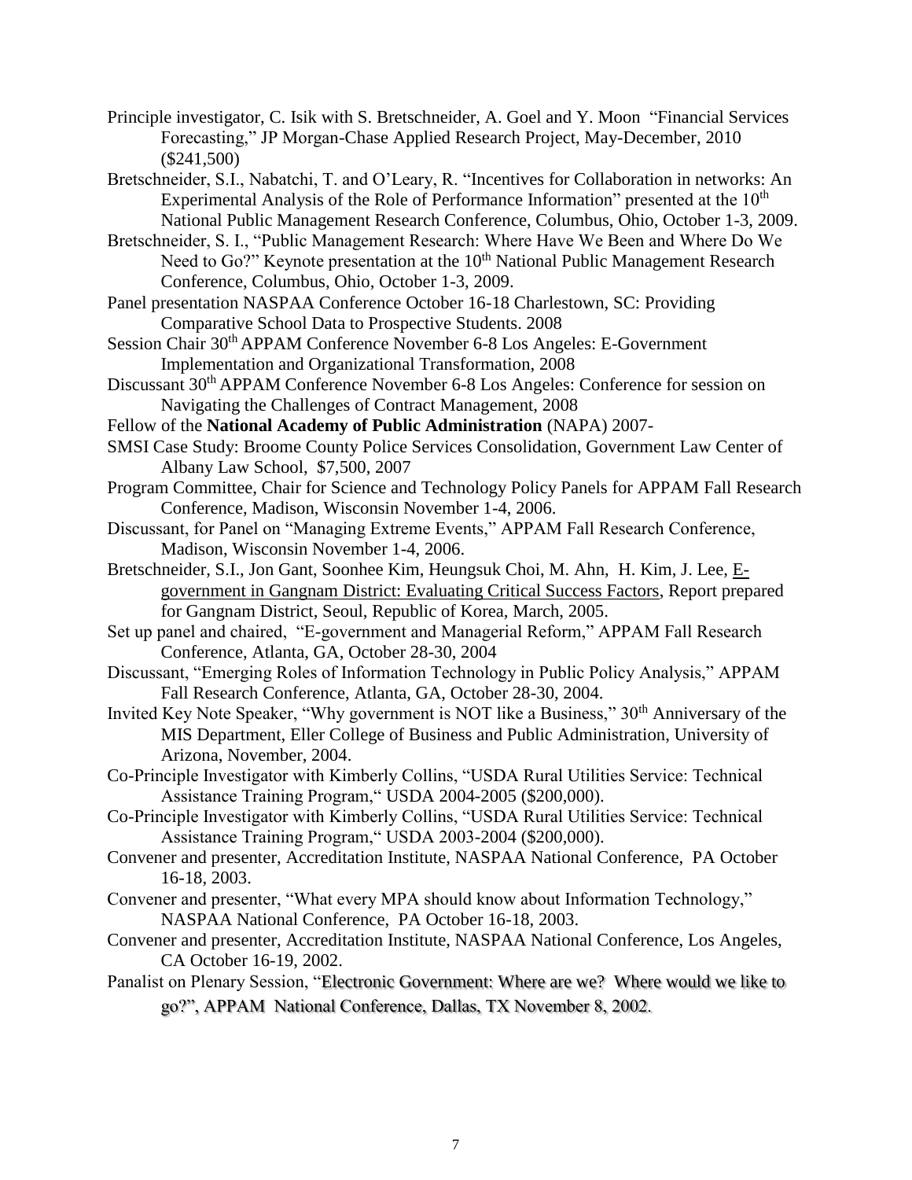Principle investigator, C. Isik with S. Bretschneider, A. Goel and Y. Moon "Financial Services Forecasting," JP Morgan-Chase Applied Research Project, May-December, 2010 ($241,500)

Bretschneider, S.I., Nabatchi, T. and O'Leary, R. "Incentives for Collaboration in networks: An Experimental Analysis of the Role of Performance Information" presented at the 10th National Public Management Research Conference, Columbus, Ohio, October 1-3, 2009.

Bretschneider, S. I., "Public Management Research: Where Have We Been and Where Do We Need to Go?" Keynote presentation at the 10th National Public Management Research Conference, Columbus, Ohio, October 1-3, 2009.

Panel presentation NASPAA Conference October 16-18 Charlestown, SC: Providing Comparative School Data to Prospective Students. 2008

Session Chair 30th APPAM Conference November 6-8 Los Angeles: E-Government Implementation and Organizational Transformation, 2008

Discussant 30th APPAM Conference November 6-8 Los Angeles: Conference for session on Navigating the Challenges of Contract Management, 2008

Fellow of the **National Academy of Public Administration** (NAPA) 2007-

SMSI Case Study: Broome County Police Services Consolidation, Government Law Center of Albany Law School, $7,500, 2007

Program Committee, Chair for Science and Technology Policy Panels for APPAM Fall Research Conference, Madison, Wisconsin November 1-4, 2006.

Discussant, for Panel on "Managing Extreme Events," APPAM Fall Research Conference, Madison, Wisconsin November 1-4, 2006.

Bretschneider, S.I., Jon Gant, Soonhee Kim, Heungsuk Choi, M. Ahn, H. Kim, J. Lee, E-government in Gangnam District: Evaluating Critical Success Factors, Report prepared for Gangnam District, Seoul, Republic of Korea, March, 2005.

Set up panel and chaired, "E-government and Managerial Reform," APPAM Fall Research Conference, Atlanta, GA, October 28-30, 2004

Discussant, "Emerging Roles of Information Technology in Public Policy Analysis," APPAM Fall Research Conference, Atlanta, GA, October 28-30, 2004.

Invited Key Note Speaker, "Why government is NOT like a Business," 30th Anniversary of the MIS Department, Eller College of Business and Public Administration, University of Arizona, November, 2004.

Co-Principle Investigator with Kimberly Collins, "USDA Rural Utilities Service: Technical Assistance Training Program," USDA 2004-2005 ($200,000).

Co-Principle Investigator with Kimberly Collins, "USDA Rural Utilities Service: Technical Assistance Training Program," USDA 2003-2004 ($200,000).

Convener and presenter, Accreditation Institute, NASPAA National Conference, PA October 16-18, 2003.

Convener and presenter, "What every MPA should know about Information Technology," NASPAA National Conference, PA October 16-18, 2003.

Convener and presenter, Accreditation Institute, NASPAA National Conference, Los Angeles, CA October 16-19, 2002.

Panalist on Plenary Session, "Electronic Government: Where are we? Where would we like to go?", APPAM National Conference, Dallas, TX November 8, 2002.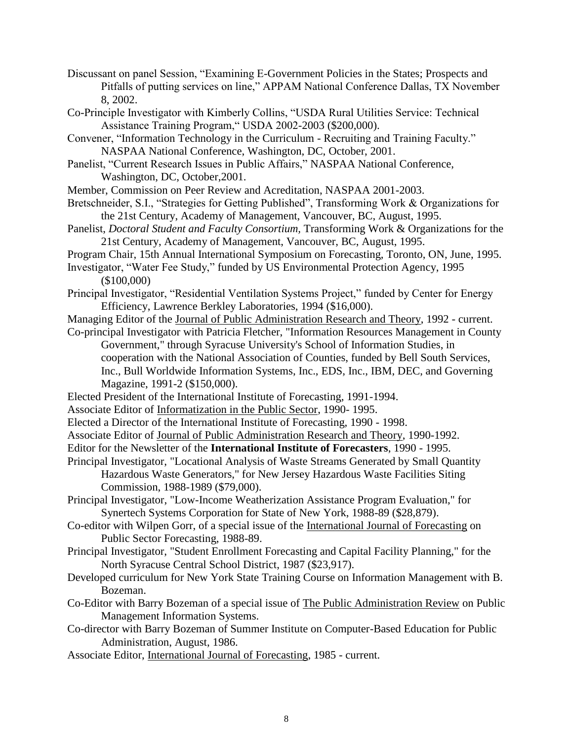Discussant on panel Session, “Examining E-Government Policies in the States; Prospects and Pitfalls of putting services on line,” APPAM National Conference Dallas, TX November 8, 2002.

Co-Principle Investigator with Kimberly Collins, “USDA Rural Utilities Service: Technical Assistance Training Program,“ USDA 2002-2003 ($200,000).

Convener, “Information Technology in the Curriculum - Recruiting and Training Faculty.” NASPAA National Conference, Washington, DC, October, 2001.

Panelist, “Current Research Issues in Public Affairs,” NASPAA National Conference, Washington, DC, October,2001.

Member, Commission on Peer Review and Acreditation, NASPAA 2001-2003.

Bretschneider, S.I., “Strategies for Getting Published”, Transforming Work & Organizations for the 21st Century, Academy of Management, Vancouver, BC, August, 1995.

Panelist, *Doctoral Student and Faculty Consortium,* Transforming Work & Organizations for the 21st Century, Academy of Management, Vancouver, BC, August, 1995.

Program Chair, 15th Annual International Symposium on Forecasting, Toronto, ON, June, 1995.

Investigator, “Water Fee Study,” funded by US Environmental Protection Agency, 1995 ($100,000)

Principal Investigator, “Residential Ventilation Systems Project,” funded by Center for Energy Efficiency, Lawrence Berkley Laboratories, 1994 ($16,000).

Managing Editor of the <u>Journal of Public Administration Research and Theory</u>, 1992 - current.

Co-principal Investigator with Patricia Fletcher, "Information Resources Management in County Government," through Syracuse University's School of Information Studies, in cooperation with the National Association of Counties, funded by Bell South Services, Inc., Bull Worldwide Information Systems, Inc., EDS, Inc., IBM, DEC, and Governing Magazine, 1991-2 ($150,000).

Elected President of the International Institute of Forecasting, 1991-1994.

Associate Editor of <u>Informatization in the Public Sector</u>, 1990- 1995.

Elected a Director of the International Institute of Forecasting, 1990 - 1998.

Associate Editor of <u>Journal of Public Administration Research and Theory</u>, 1990-1992.

Editor for the Newsletter of the **International Institute of Forecasters**, 1990 - 1995.

Principal Investigator, "Locational Analysis of Waste Streams Generated by Small Quantity Hazardous Waste Generators," for New Jersey Hazardous Waste Facilities Siting Commission, 1988-1989 ($79,000).

Principal Investigator, "Low-Income Weatherization Assistance Program Evaluation," for Synertech Systems Corporation for State of New York, 1988-89 ($28,879).

Co-editor with Wilpen Gorr, of a special issue of the <u>International Journal of Forecasting</u> on Public Sector Forecasting, 1988-89.

Principal Investigator, "Student Enrollment Forecasting and Capital Facility Planning," for the North Syracuse Central School District, 1987 ($23,917).

Developed curriculum for New York State Training Course on Information Management with B. Bozeman.

Co-Editor with Barry Bozeman of a special issue of <u>The Public Administration Review</u> on Public Management Information Systems.

Co-director with Barry Bozeman of Summer Institute on Computer-Based Education for Public Administration, August, 1986.

Associate Editor, <u>International Journal of Forecasting</u>, 1985 - current.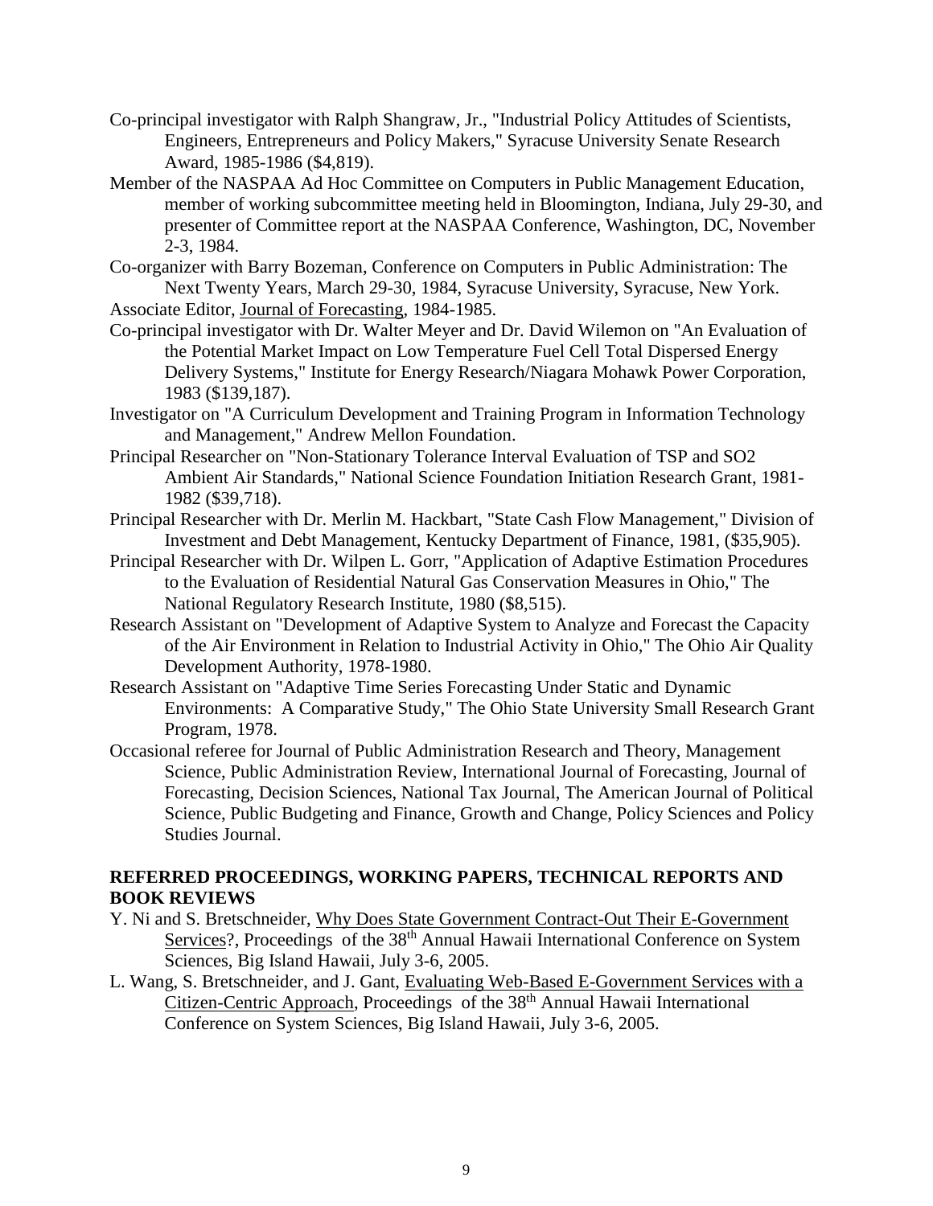Co-principal investigator with Ralph Shangraw, Jr., "Industrial Policy Attitudes of Scientists, Engineers, Entrepreneurs and Policy Makers," Syracuse University Senate Research Award, 1985-1986 ($4,819).

Member of the NASPAA Ad Hoc Committee on Computers in Public Management Education, member of working subcommittee meeting held in Bloomington, Indiana, July 29-30, and presenter of Committee report at the NASPAA Conference, Washington, DC, November 2-3, 1984.

Co-organizer with Barry Bozeman, Conference on Computers in Public Administration: The Next Twenty Years, March 29-30, 1984, Syracuse University, Syracuse, New York.

Associate Editor, Journal of Forecasting, 1984-1985.

Co-principal investigator with Dr. Walter Meyer and Dr. David Wilemon on "An Evaluation of the Potential Market Impact on Low Temperature Fuel Cell Total Dispersed Energy Delivery Systems," Institute for Energy Research/Niagara Mohawk Power Corporation, 1983 ($139,187).

Investigator on "A Curriculum Development and Training Program in Information Technology and Management," Andrew Mellon Foundation.

Principal Researcher on "Non-Stationary Tolerance Interval Evaluation of TSP and SO2 Ambient Air Standards," National Science Foundation Initiation Research Grant, 1981-1982 ($39,718).

Principal Researcher with Dr. Merlin M. Hackbart, "State Cash Flow Management," Division of Investment and Debt Management, Kentucky Department of Finance, 1981, ($35,905).

Principal Researcher with Dr. Wilpen L. Gorr, "Application of Adaptive Estimation Procedures to the Evaluation of Residential Natural Gas Conservation Measures in Ohio," The National Regulatory Research Institute, 1980 ($8,515).

Research Assistant on "Development of Adaptive System to Analyze and Forecast the Capacity of the Air Environment in Relation to Industrial Activity in Ohio," The Ohio Air Quality Development Authority, 1978-1980.

Research Assistant on "Adaptive Time Series Forecasting Under Static and Dynamic Environments: A Comparative Study," The Ohio State University Small Research Grant Program, 1978.

Occasional referee for Journal of Public Administration Research and Theory, Management Science, Public Administration Review, International Journal of Forecasting, Journal of Forecasting, Decision Sciences, National Tax Journal, The American Journal of Political Science, Public Budgeting and Finance, Growth and Change, Policy Sciences and Policy Studies Journal.

## REFERRED PROCEEDINGS, WORKING PAPERS, TECHNICAL REPORTS AND BOOK REVIEWS

Y. Ni and S. Bretschneider, Why Does State Government Contract-Out Their E-Government Services?, Proceedings of the 38th Annual Hawaii International Conference on System Sciences, Big Island Hawaii, July 3-6, 2005.

L. Wang, S. Bretschneider, and J. Gant, Evaluating Web-Based E-Government Services with a Citizen-Centric Approach, Proceedings of the 38th Annual Hawaii International Conference on System Sciences, Big Island Hawaii, July 3-6, 2005.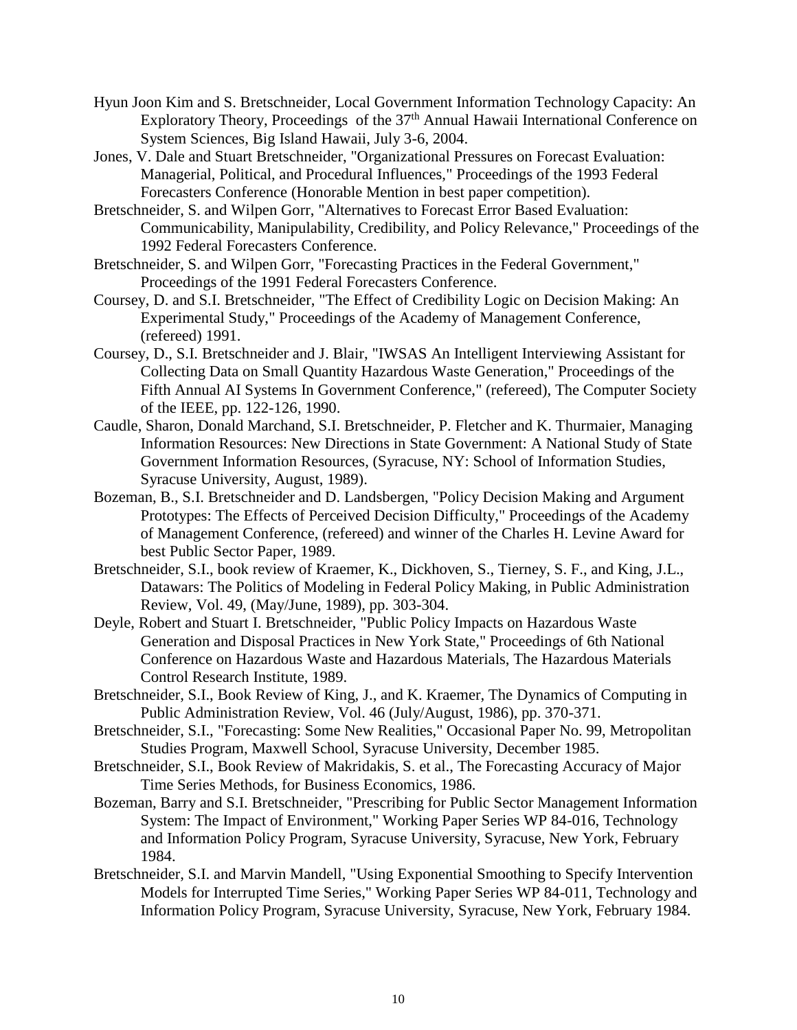Hyun Joon Kim and S. Bretschneider, Local Government Information Technology Capacity: An Exploratory Theory, Proceedings of the 37th Annual Hawaii International Conference on System Sciences, Big Island Hawaii, July 3-6, 2004.

Jones, V. Dale and Stuart Bretschneider, "Organizational Pressures on Forecast Evaluation: Managerial, Political, and Procedural Influences," Proceedings of the 1993 Federal Forecasters Conference (Honorable Mention in best paper competition).

Bretschneider, S. and Wilpen Gorr, "Alternatives to Forecast Error Based Evaluation: Communicability, Manipulability, Credibility, and Policy Relevance," Proceedings of the 1992 Federal Forecasters Conference.

Bretschneider, S. and Wilpen Gorr, "Forecasting Practices in the Federal Government," Proceedings of the 1991 Federal Forecasters Conference.

Coursey, D. and S.I. Bretschneider, "The Effect of Credibility Logic on Decision Making: An Experimental Study," Proceedings of the Academy of Management Conference, (refereed) 1991.

Coursey, D., S.I. Bretschneider and J. Blair, "IWSAS An Intelligent Interviewing Assistant for Collecting Data on Small Quantity Hazardous Waste Generation," Proceedings of the Fifth Annual AI Systems In Government Conference," (refereed), The Computer Society of the IEEE, pp. 122-126, 1990.

Caudle, Sharon, Donald Marchand, S.I. Bretschneider, P. Fletcher and K. Thurmaier, Managing Information Resources: New Directions in State Government: A National Study of State Government Information Resources, (Syracuse, NY: School of Information Studies, Syracuse University, August, 1989).

Bozeman, B., S.I. Bretschneider and D. Landsbergen, "Policy Decision Making and Argument Prototypes: The Effects of Perceived Decision Difficulty," Proceedings of the Academy of Management Conference, (refereed) and winner of the Charles H. Levine Award for best Public Sector Paper, 1989.

Bretschneider, S.I., book review of Kraemer, K., Dickhoven, S., Tierney, S. F., and King, J.L., Datawars: The Politics of Modeling in Federal Policy Making, in Public Administration Review, Vol. 49, (May/June, 1989), pp. 303-304.

Deyle, Robert and Stuart I. Bretschneider, "Public Policy Impacts on Hazardous Waste Generation and Disposal Practices in New York State," Proceedings of 6th National Conference on Hazardous Waste and Hazardous Materials, The Hazardous Materials Control Research Institute, 1989.

Bretschneider, S.I., Book Review of King, J., and K. Kraemer, The Dynamics of Computing in Public Administration Review, Vol. 46 (July/August, 1986), pp. 370-371.

Bretschneider, S.I., "Forecasting: Some New Realities," Occasional Paper No. 99, Metropolitan Studies Program, Maxwell School, Syracuse University, December 1985.

Bretschneider, S.I., Book Review of Makridakis, S. et al., The Forecasting Accuracy of Major Time Series Methods, for Business Economics, 1986.

Bozeman, Barry and S.I. Bretschneider, "Prescribing for Public Sector Management Information System: The Impact of Environment," Working Paper Series WP 84-016, Technology and Information Policy Program, Syracuse University, Syracuse, New York, February 1984.

Bretschneider, S.I. and Marvin Mandell, "Using Exponential Smoothing to Specify Intervention Models for Interrupted Time Series," Working Paper Series WP 84-011, Technology and Information Policy Program, Syracuse University, Syracuse, New York, February 1984.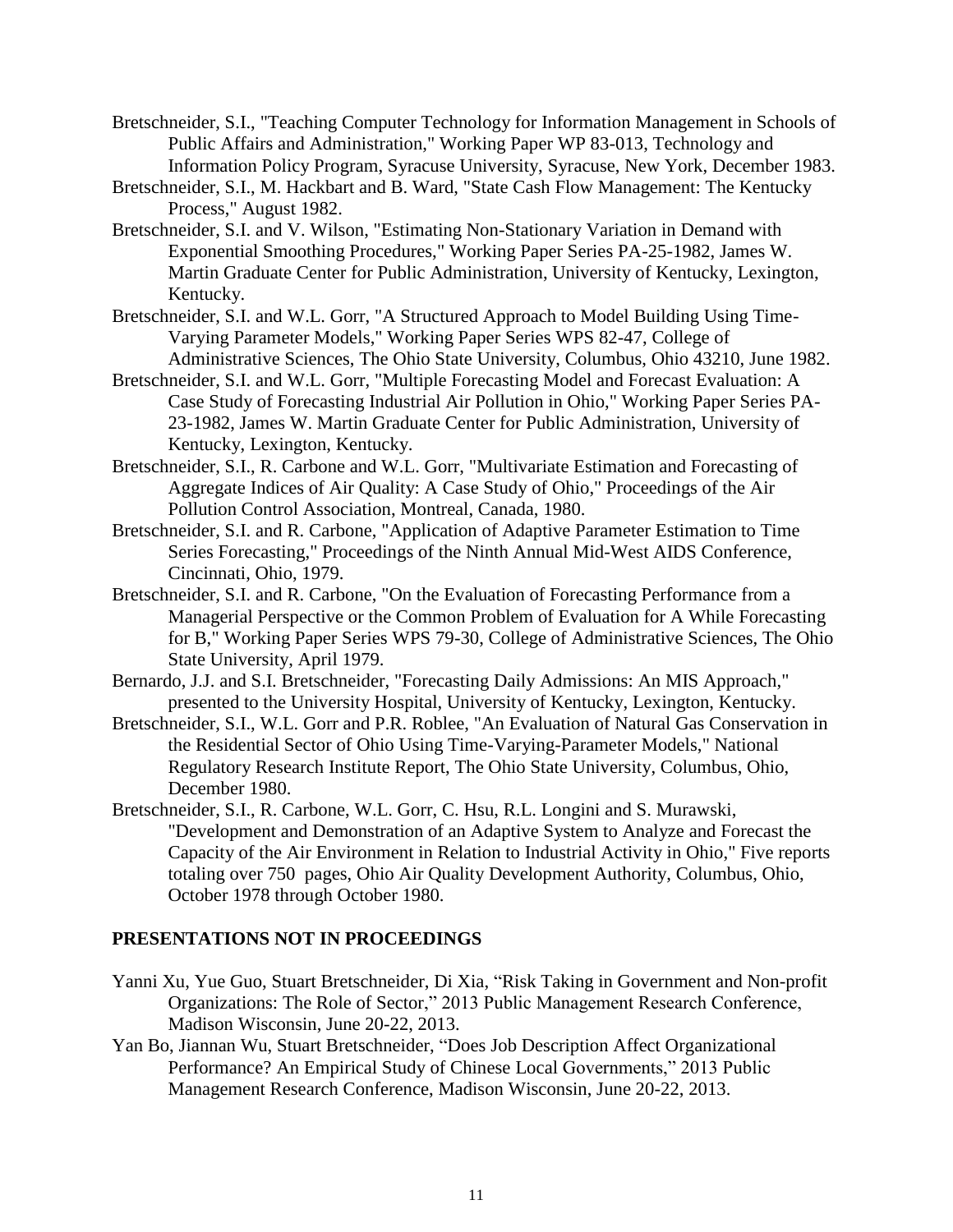Bretschneider, S.I., "Teaching Computer Technology for Information Management in Schools of Public Affairs and Administration," Working Paper WP 83-013, Technology and Information Policy Program, Syracuse University, Syracuse, New York, December 1983.

Bretschneider, S.I., M. Hackbart and B. Ward, "State Cash Flow Management: The Kentucky Process," August 1982.

Bretschneider, S.I. and V. Wilson, "Estimating Non-Stationary Variation in Demand with Exponential Smoothing Procedures," Working Paper Series PA-25-1982, James W. Martin Graduate Center for Public Administration, University of Kentucky, Lexington, Kentucky.

Bretschneider, S.I. and W.L. Gorr, "A Structured Approach to Model Building Using Time-Varying Parameter Models," Working Paper Series WPS 82-47, College of Administrative Sciences, The Ohio State University, Columbus, Ohio 43210, June 1982.

Bretschneider, S.I. and W.L. Gorr, "Multiple Forecasting Model and Forecast Evaluation: A Case Study of Forecasting Industrial Air Pollution in Ohio," Working Paper Series PA-23-1982, James W. Martin Graduate Center for Public Administration, University of Kentucky, Lexington, Kentucky.

Bretschneider, S.I., R. Carbone and W.L. Gorr, "Multivariate Estimation and Forecasting of Aggregate Indices of Air Quality: A Case Study of Ohio," Proceedings of the Air Pollution Control Association, Montreal, Canada, 1980.

Bretschneider, S.I. and R. Carbone, "Application of Adaptive Parameter Estimation to Time Series Forecasting," Proceedings of the Ninth Annual Mid-West AIDS Conference, Cincinnati, Ohio, 1979.

Bretschneider, S.I. and R. Carbone, "On the Evaluation of Forecasting Performance from a Managerial Perspective or the Common Problem of Evaluation for A While Forecasting for B," Working Paper Series WPS 79-30, College of Administrative Sciences, The Ohio State University, April 1979.

Bernardo, J.J. and S.I. Bretschneider, "Forecasting Daily Admissions: An MIS Approach," presented to the University Hospital, University of Kentucky, Lexington, Kentucky.

Bretschneider, S.I., W.L. Gorr and P.R. Roblee, "An Evaluation of Natural Gas Conservation in the Residential Sector of Ohio Using Time-Varying-Parameter Models," National Regulatory Research Institute Report, The Ohio State University, Columbus, Ohio, December 1980.

Bretschneider, S.I., R. Carbone, W.L. Gorr, C. Hsu, R.L. Longini and S. Murawski, "Development and Demonstration of an Adaptive System to Analyze and Forecast the Capacity of the Air Environment in Relation to Industrial Activity in Ohio," Five reports totaling over 750 pages, Ohio Air Quality Development Authority, Columbus, Ohio, October 1978 through October 1980.

## PRESENTATIONS NOT IN PROCEEDINGS

Yanni Xu, Yue Guo, Stuart Bretschneider, Di Xia, "Risk Taking in Government and Non-profit Organizations: The Role of Sector," 2013 Public Management Research Conference, Madison Wisconsin, June 20-22, 2013.

Yan Bo, Jiannan Wu, Stuart Bretschneider, "Does Job Description Affect Organizational Performance? An Empirical Study of Chinese Local Governments," 2013 Public Management Research Conference, Madison Wisconsin, June 20-22, 2013.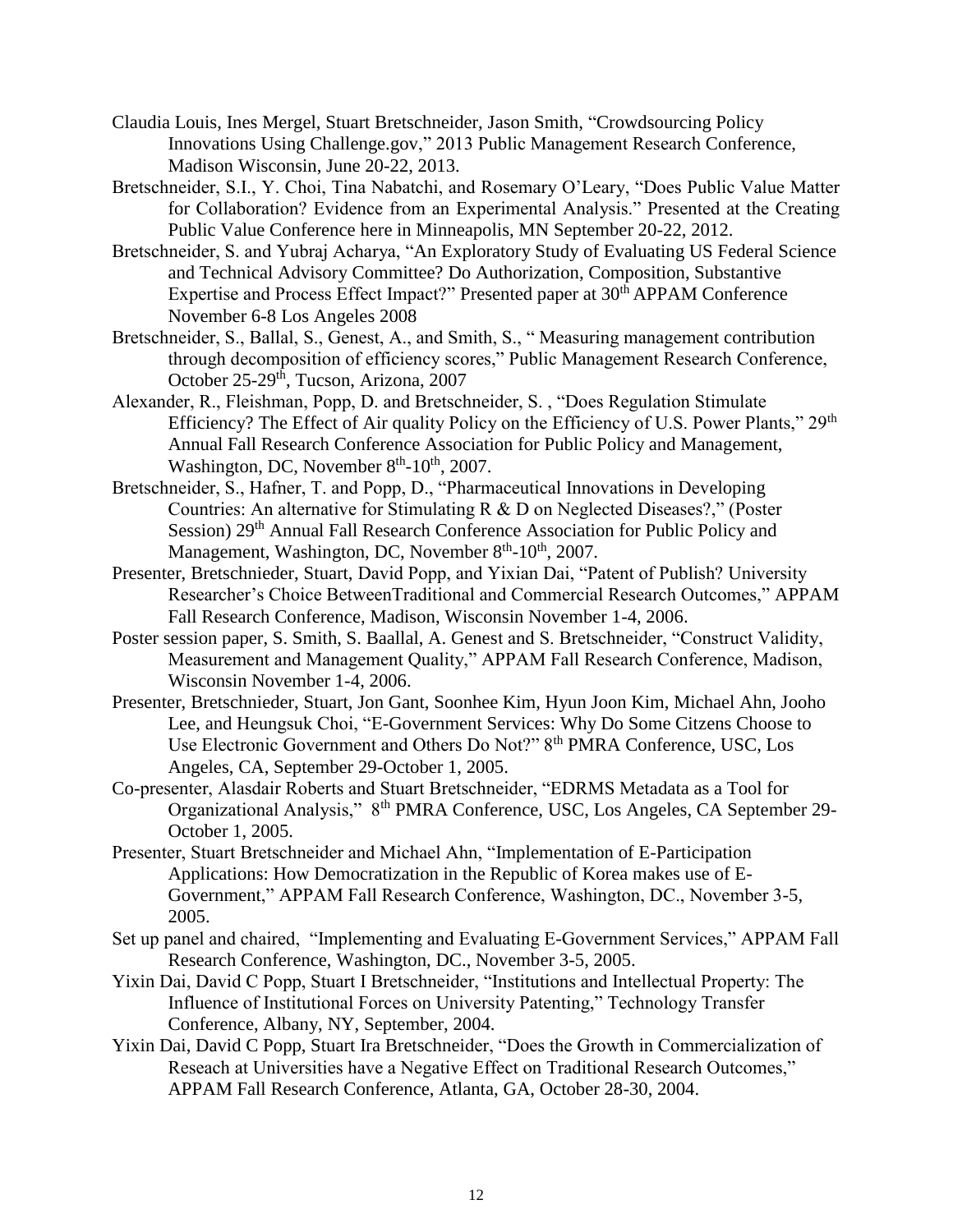Claudia Louis, Ines Mergel, Stuart Bretschneider, Jason Smith, "Crowdsourcing Policy Innovations Using Challenge.gov," 2013 Public Management Research Conference, Madison Wisconsin, June 20-22, 2013.

Bretschneider, S.I., Y. Choi, Tina Nabatchi, and Rosemary O'Leary, "Does Public Value Matter for Collaboration? Evidence from an Experimental Analysis." Presented at the Creating Public Value Conference here in Minneapolis, MN September 20-22, 2012.

Bretschneider, S. and Yubraj Acharya, "An Exploratory Study of Evaluating US Federal Science and Technical Advisory Committee? Do Authorization, Composition, Substantive Expertise and Process Effect Impact?" Presented paper at 30th APPAM Conference November 6-8 Los Angeles 2008

Bretschneider, S., Ballal, S., Genest, A., and Smith, S., " Measuring management contribution through decomposition of efficiency scores," Public Management Research Conference, October 25-29th, Tucson, Arizona, 2007

Alexander, R., Fleishman, Popp, D. and Bretschneider, S. , "Does Regulation Stimulate Efficiency? The Effect of Air quality Policy on the Efficiency of U.S. Power Plants," 29th Annual Fall Research Conference Association for Public Policy and Management, Washington, DC, November 8th-10th, 2007.

Bretschneider, S., Hafner, T. and Popp, D., "Pharmaceutical Innovations in Developing Countries: An alternative for Stimulating R & D on Neglected Diseases?," (Poster Session) 29th Annual Fall Research Conference Association for Public Policy and Management, Washington, DC, November 8th-10th, 2007.

Presenter, Bretschnieder, Stuart, David Popp, and Yixian Dai, "Patent of Publish? University Researcher's Choice BetweenTraditional and Commercial Research Outcomes," APPAM Fall Research Conference, Madison, Wisconsin November 1-4, 2006.

Poster session paper, S. Smith, S. Baallal, A. Genest and S. Bretschneider, "Construct Validity, Measurement and Management Quality," APPAM Fall Research Conference, Madison, Wisconsin November 1-4, 2006.

Presenter, Bretschnieder, Stuart, Jon Gant, Soonhee Kim, Hyun Joon Kim, Michael Ahn, Jooho Lee, and Heungsuk Choi, "E-Government Services: Why Do Some Citzens Choose to Use Electronic Government and Others Do Not?" 8th PMRA Conference, USC, Los Angeles, CA, September 29-October 1, 2005.

Co-presenter, Alasdair Roberts and Stuart Bretschneider, "EDRMS Metadata as a Tool for Organizational Analysis," 8th PMRA Conference, USC, Los Angeles, CA September 29-October 1, 2005.

Presenter, Stuart Bretschneider and Michael Ahn, "Implementation of E-Participation Applications: How Democratization in the Republic of Korea makes use of E-Government," APPAM Fall Research Conference, Washington, DC., November 3-5, 2005.

Set up panel and chaired, "Implementing and Evaluating E-Government Services," APPAM Fall Research Conference, Washington, DC., November 3-5, 2005.

Yixin Dai, David C Popp, Stuart I Bretschneider, "Institutions and Intellectual Property: The Influence of Institutional Forces on University Patenting," Technology Transfer Conference, Albany, NY, September, 2004.

Yixin Dai, David C Popp, Stuart Ira Bretschneider, "Does the Growth in Commercialization of Reseach at Universities have a Negative Effect on Traditional Research Outcomes," APPAM Fall Research Conference, Atlanta, GA, October 28-30, 2004.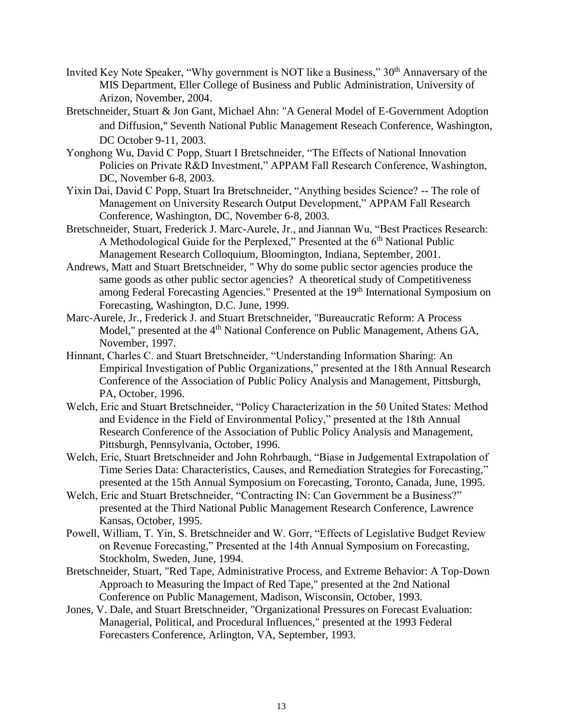Invited Key Note Speaker, "Why government is NOT like a Business," 30th Annaversary of the MIS Department, Eller College of Business and Public Administration, University of Arizon, November, 2004.

Bretschneider, Stuart & Jon Gant, Michael Ahn: "A General Model of E-Government Adoption and Diffusion," Seventh National Public Management Reseach Conference, Washington, DC October 9-11, 2003.

Yonghong Wu, David C Popp, Stuart I Bretschneider, "The Effects of National Innovation Policies on Private R&D Investment," APPAM Fall Research Conference, Washington, DC, November 6-8, 2003.

Yixin Dai, David C Popp, Stuart Ira Bretschneider, "Anything besides Science? -- The role of Management on University Research Output Development," APPAM Fall Research Conference, Washington, DC, November 6-8, 2003.

Bretschneider, Stuart, Frederick J. Marc-Aurele, Jr., and Jiannan Wu, "Best Practices Research: A Methodological Guide for the Perplexed," Presented at the 6th National Public Management Research Colloquium, Bloomington, Indiana, September, 2001.

Andrews, Matt and Stuart Bretschneider, " Why do some public sector agencies produce the same goods as other public sector agencies? A theoretical study of Competitiveness among Federal Forecasting Agencies." Presented at the 19th International Symposium on Forecasting, Washington, D.C. June, 1999.

Marc-Aurele, Jr., Frederick J. and Stuart Bretschneider, "Bureaucratic Reform: A Process Model," presented at the 4th National Conference on Public Management, Athens GA, November, 1997.

Hinnant, Charles C. and Stuart Bretschneider, "Understanding Information Sharing: An Empirical Investigation of Public Organizations," presented at the 18th Annual Research Conference of the Association of Public Policy Analysis and Management, Pittsburgh, PA, October, 1996.

Welch, Eric and Stuart Bretschneider, "Policy Characterization in the 50 United States: Method and Evidence in the Field of Environmental Policy," presented at the 18th Annual Research Conference of the Association of Public Policy Analysis and Management, Pittsburgh, Pennsylvania, October, 1996.

Welch, Eric, Stuart Bretschneider and John Rohrbaugh, "Biase in Judgemental Extrapolation of Time Series Data: Characteristics, Causes, and Remediation Strategies for Forecasting," presented at the 15th Annual Symposium on Forecasting, Toronto, Canada, June, 1995.

Welch, Eric and Stuart Bretschneider, "Contracting IN: Can Government be a Business?" presented at the Third National Public Management Research Conference, Lawrence Kansas, October, 1995.

Powell, William, T. Yin, S. Bretschneider and W. Gorr, "Effects of Legislative Budget Review on Revenue Forecasting," Presented at the 14th Annual Symposium on Forecasting, Stockholm, Sweden, June, 1994.

Bretschneider, Stuart, "Red Tape, Administrative Process, and Extreme Behavior: A Top-Down Approach to Measuring the Impact of Red Tape," presented at the 2nd National Conference on Public Management, Madison, Wisconsin, October, 1993.

Jones, V. Dale, and Stuart Bretschneider, "Organizational Pressures on Forecast Evaluation: Managerial, Political, and Procedural Influences," presented at the 1993 Federal Forecasters Conference, Arlington, VA, September, 1993.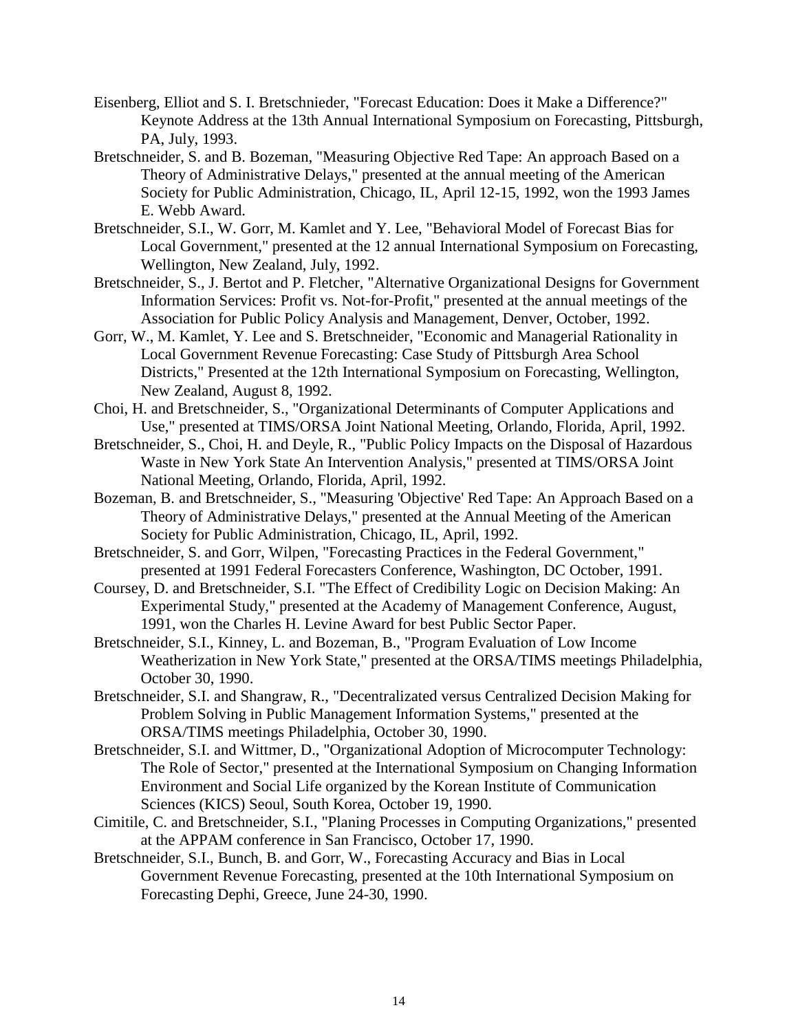Eisenberg, Elliot and S. I. Bretschnieder, "Forecast Education: Does it Make a Difference?" Keynote Address at the 13th Annual International Symposium on Forecasting, Pittsburgh, PA, July, 1993.

Bretschneider, S. and B. Bozeman, "Measuring Objective Red Tape: An approach Based on a Theory of Administrative Delays," presented at the annual meeting of the American Society for Public Administration, Chicago, IL, April 12-15, 1992, won the 1993 James E. Webb Award.

Bretschneider, S.I., W. Gorr, M. Kamlet and Y. Lee, "Behavioral Model of Forecast Bias for Local Government," presented at the 12 annual International Symposium on Forecasting, Wellington, New Zealand, July, 1992.

Bretschneider, S., J. Bertot and P. Fletcher, "Alternative Organizational Designs for Government Information Services: Profit vs. Not-for-Profit," presented at the annual meetings of the Association for Public Policy Analysis and Management, Denver, October, 1992.

Gorr, W., M. Kamlet, Y. Lee and S. Bretschneider, "Economic and Managerial Rationality in Local Government Revenue Forecasting: Case Study of Pittsburgh Area School Districts," Presented at the 12th International Symposium on Forecasting, Wellington, New Zealand, August 8, 1992.

Choi, H. and Bretschneider, S., "Organizational Determinants of Computer Applications and Use," presented at TIMS/ORSA Joint National Meeting, Orlando, Florida, April, 1992.

Bretschneider, S., Choi, H. and Deyle, R., "Public Policy Impacts on the Disposal of Hazardous Waste in New York State An Intervention Analysis," presented at TIMS/ORSA Joint National Meeting, Orlando, Florida, April, 1992.

Bozeman, B. and Bretschneider, S., "Measuring 'Objective' Red Tape: An Approach Based on a Theory of Administrative Delays," presented at the Annual Meeting of the American Society for Public Administration, Chicago, IL, April, 1992.

Bretschneider, S. and Gorr, Wilpen, "Forecasting Practices in the Federal Government," presented at 1991 Federal Forecasters Conference, Washington, DC October, 1991.

Coursey, D. and Bretschneider, S.I. "The Effect of Credibility Logic on Decision Making: An Experimental Study," presented at the Academy of Management Conference, August, 1991, won the Charles H. Levine Award for best Public Sector Paper.

Bretschneider, S.I., Kinney, L. and Bozeman, B., "Program Evaluation of Low Income Weatherization in New York State," presented at the ORSA/TIMS meetings Philadelphia, October 30, 1990.

Bretschneider, S.I. and Shangraw, R., "Decentralizated versus Centralized Decision Making for Problem Solving in Public Management Information Systems," presented at the ORSA/TIMS meetings Philadelphia, October 30, 1990.

Bretschneider, S.I. and Wittmer, D., "Organizational Adoption of Microcomputer Technology: The Role of Sector," presented at the International Symposium on Changing Information Environment and Social Life organized by the Korean Institute of Communication Sciences (KICS) Seoul, South Korea, October 19, 1990.

Cimitile, C. and Bretschneider, S.I., "Planing Processes in Computing Organizations," presented at the APPAM conference in San Francisco, October 17, 1990.

Bretschneider, S.I., Bunch, B. and Gorr, W., Forecasting Accuracy and Bias in Local Government Revenue Forecasting, presented at the 10th International Symposium on Forecasting Dephi, Greece, June 24-30, 1990.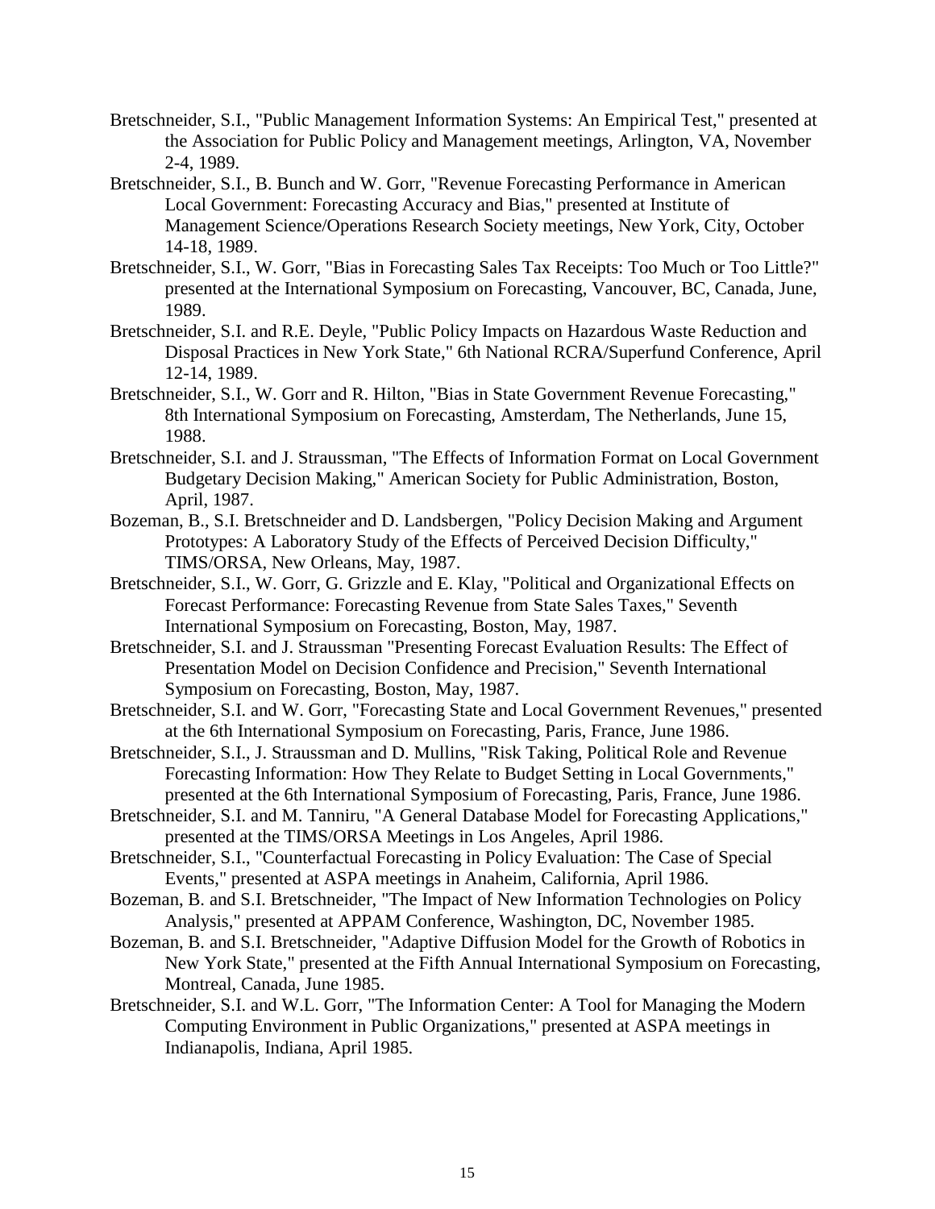Bretschneider, S.I., "Public Management Information Systems: An Empirical Test," presented at the Association for Public Policy and Management meetings, Arlington, VA, November 2-4, 1989.

Bretschneider, S.I., B. Bunch and W. Gorr, "Revenue Forecasting Performance in American Local Government: Forecasting Accuracy and Bias," presented at Institute of Management Science/Operations Research Society meetings, New York, City, October 14-18, 1989.

Bretschneider, S.I., W. Gorr, "Bias in Forecasting Sales Tax Receipts: Too Much or Too Little?" presented at the International Symposium on Forecasting, Vancouver, BC, Canada, June, 1989.

Bretschneider, S.I. and R.E. Deyle, "Public Policy Impacts on Hazardous Waste Reduction and Disposal Practices in New York State," 6th National RCRA/Superfund Conference, April 12-14, 1989.

Bretschneider, S.I., W. Gorr and R. Hilton, "Bias in State Government Revenue Forecasting," 8th International Symposium on Forecasting, Amsterdam, The Netherlands, June 15, 1988.

Bretschneider, S.I. and J. Straussman, "The Effects of Information Format on Local Government Budgetary Decision Making," American Society for Public Administration, Boston, April, 1987.

Bozeman, B., S.I. Bretschneider and D. Landsbergen, "Policy Decision Making and Argument Prototypes: A Laboratory Study of the Effects of Perceived Decision Difficulty," TIMS/ORSA, New Orleans, May, 1987.

Bretschneider, S.I., W. Gorr, G. Grizzle and E. Klay, "Political and Organizational Effects on Forecast Performance: Forecasting Revenue from State Sales Taxes," Seventh International Symposium on Forecasting, Boston, May, 1987.

Bretschneider, S.I. and J. Straussman "Presenting Forecast Evaluation Results: The Effect of Presentation Model on Decision Confidence and Precision," Seventh International Symposium on Forecasting, Boston, May, 1987.

Bretschneider, S.I. and W. Gorr, "Forecasting State and Local Government Revenues," presented at the 6th International Symposium on Forecasting, Paris, France, June 1986.

Bretschneider, S.I., J. Straussman and D. Mullins, "Risk Taking, Political Role and Revenue Forecasting Information: How They Relate to Budget Setting in Local Governments," presented at the 6th International Symposium of Forecasting, Paris, France, June 1986.

Bretschneider, S.I. and M. Tanniru, "A General Database Model for Forecasting Applications," presented at the TIMS/ORSA Meetings in Los Angeles, April 1986.

Bretschneider, S.I., "Counterfactual Forecasting in Policy Evaluation: The Case of Special Events," presented at ASPA meetings in Anaheim, California, April 1986.

Bozeman, B. and S.I. Bretschneider, "The Impact of New Information Technologies on Policy Analysis," presented at APPAM Conference, Washington, DC, November 1985.

Bozeman, B. and S.I. Bretschneider, "Adaptive Diffusion Model for the Growth of Robotics in New York State," presented at the Fifth Annual International Symposium on Forecasting, Montreal, Canada, June 1985.

Bretschneider, S.I. and W.L. Gorr, "The Information Center: A Tool for Managing the Modern Computing Environment in Public Organizations," presented at ASPA meetings in Indianapolis, Indiana, April 1985.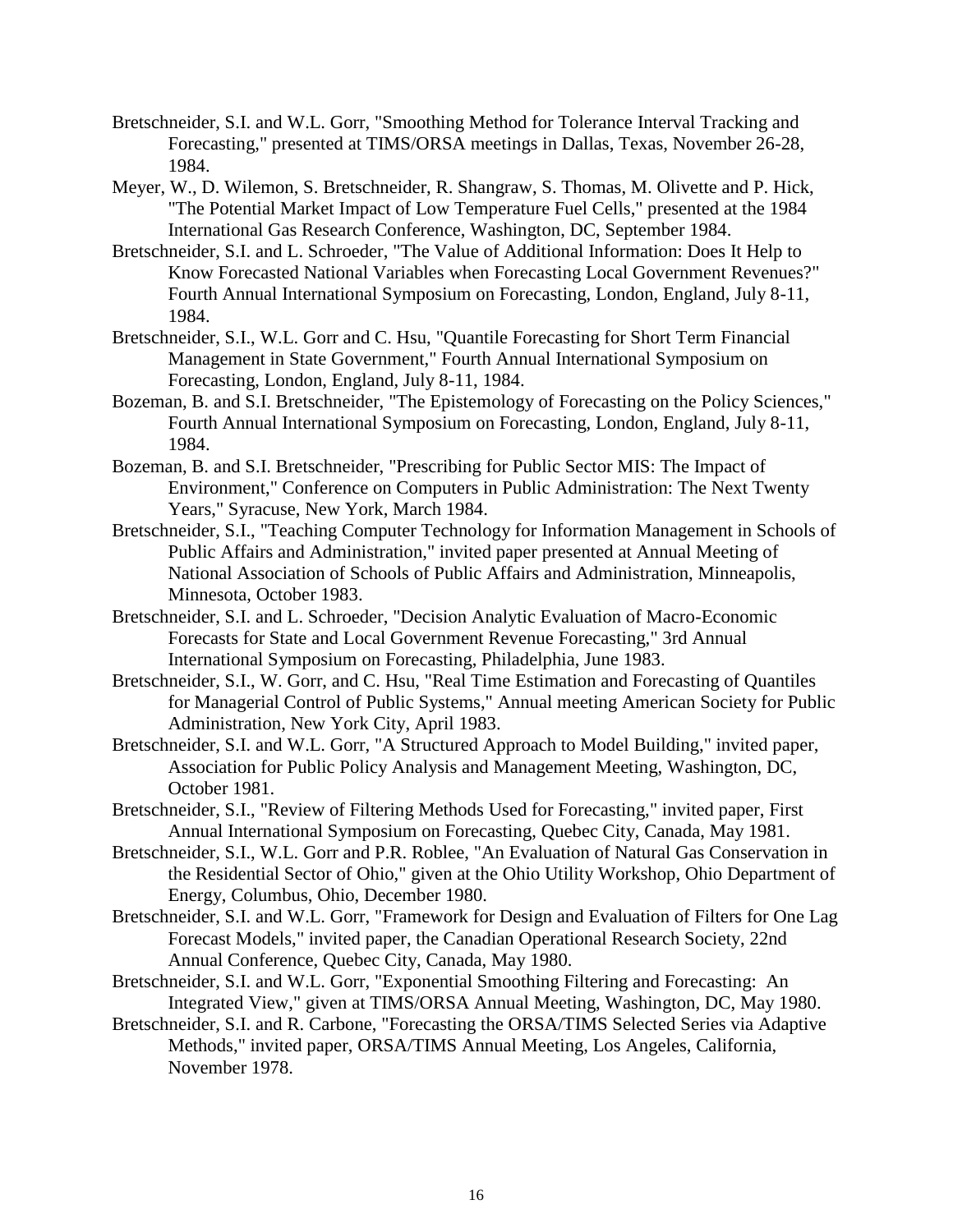Bretschneider, S.I. and W.L. Gorr, "Smoothing Method for Tolerance Interval Tracking and Forecasting," presented at TIMS/ORSA meetings in Dallas, Texas, November 26-28, 1984.

Meyer, W., D. Wilemon, S. Bretschneider, R. Shangraw, S. Thomas, M. Olivette and P. Hick, "The Potential Market Impact of Low Temperature Fuel Cells," presented at the 1984 International Gas Research Conference, Washington, DC, September 1984.

Bretschneider, S.I. and L. Schroeder, "The Value of Additional Information: Does It Help to Know Forecasted National Variables when Forecasting Local Government Revenues?" Fourth Annual International Symposium on Forecasting, London, England, July 8-11, 1984.

Bretschneider, S.I., W.L. Gorr and C. Hsu, "Quantile Forecasting for Short Term Financial Management in State Government," Fourth Annual International Symposium on Forecasting, London, England, July 8-11, 1984.

Bozeman, B. and S.I. Bretschneider, "The Epistemology of Forecasting on the Policy Sciences," Fourth Annual International Symposium on Forecasting, London, England, July 8-11, 1984.

Bozeman, B. and S.I. Bretschneider, "Prescribing for Public Sector MIS: The Impact of Environment," Conference on Computers in Public Administration: The Next Twenty Years," Syracuse, New York, March 1984.

Bretschneider, S.I., "Teaching Computer Technology for Information Management in Schools of Public Affairs and Administration," invited paper presented at Annual Meeting of National Association of Schools of Public Affairs and Administration, Minneapolis, Minnesota, October 1983.

Bretschneider, S.I. and L. Schroeder, "Decision Analytic Evaluation of Macro-Economic Forecasts for State and Local Government Revenue Forecasting," 3rd Annual International Symposium on Forecasting, Philadelphia, June 1983.

Bretschneider, S.I., W. Gorr, and C. Hsu, "Real Time Estimation and Forecasting of Quantiles for Managerial Control of Public Systems," Annual meeting American Society for Public Administration, New York City, April 1983.

Bretschneider, S.I. and W.L. Gorr, "A Structured Approach to Model Building," invited paper, Association for Public Policy Analysis and Management Meeting, Washington, DC, October 1981.

Bretschneider, S.I., "Review of Filtering Methods Used for Forecasting," invited paper, First Annual International Symposium on Forecasting, Quebec City, Canada, May 1981.

Bretschneider, S.I., W.L. Gorr and P.R. Roblee, "An Evaluation of Natural Gas Conservation in the Residential Sector of Ohio," given at the Ohio Utility Workshop, Ohio Department of Energy, Columbus, Ohio, December 1980.

Bretschneider, S.I. and W.L. Gorr, "Framework for Design and Evaluation of Filters for One Lag Forecast Models," invited paper, the Canadian Operational Research Society, 22nd Annual Conference, Quebec City, Canada, May 1980.

Bretschneider, S.I. and W.L. Gorr, "Exponential Smoothing Filtering and Forecasting: An Integrated View," given at TIMS/ORSA Annual Meeting, Washington, DC, May 1980.

Bretschneider, S.I. and R. Carbone, "Forecasting the ORSA/TIMS Selected Series via Adaptive Methods," invited paper, ORSA/TIMS Annual Meeting, Los Angeles, California, November 1978.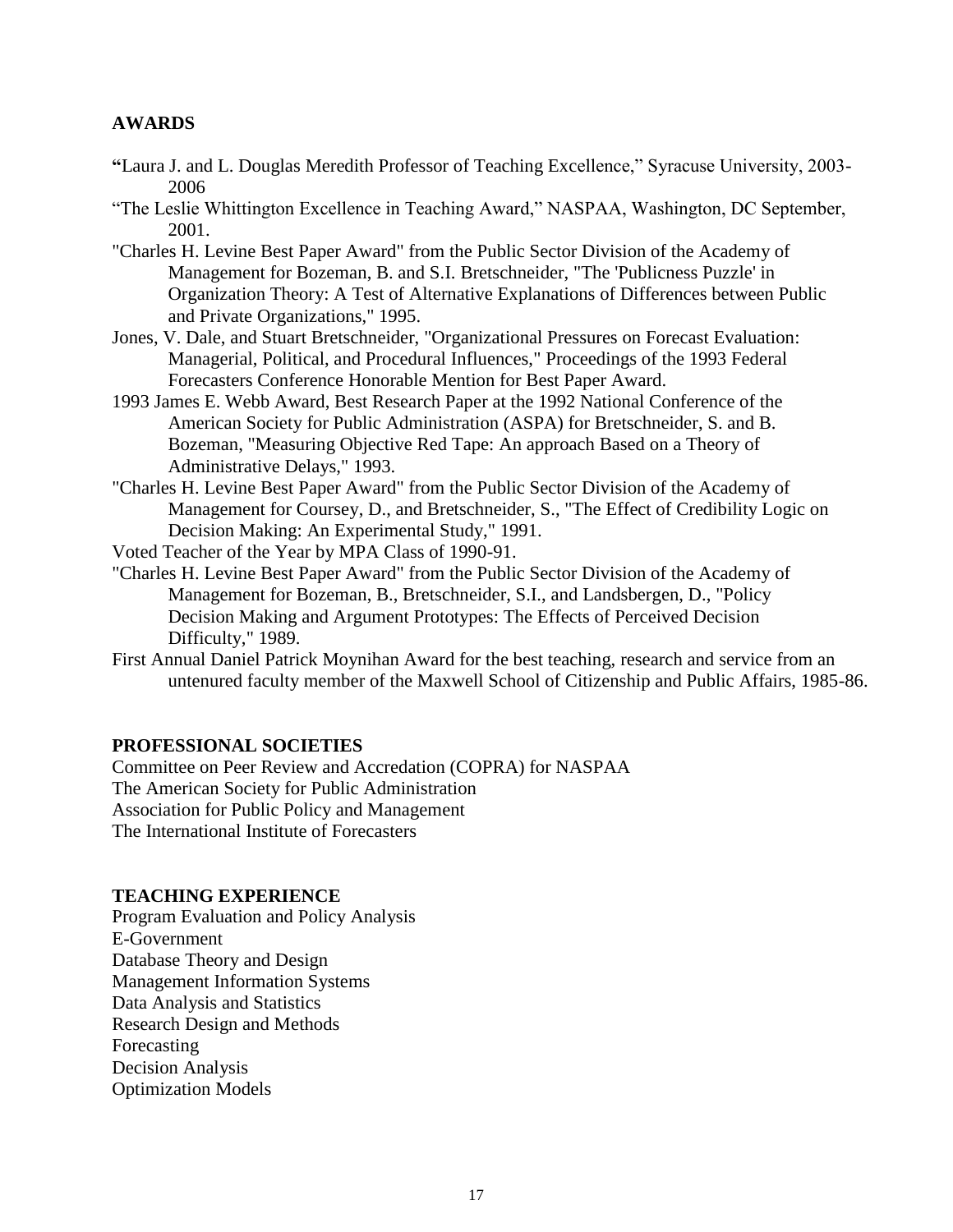## AWARDS

"Laura J. and L. Douglas Meredith Professor of Teaching Excellence," Syracuse University, 2003-2006

"The Leslie Whittington Excellence in Teaching Award," NASPAA, Washington, DC September, 2001.

"Charles H. Levine Best Paper Award" from the Public Sector Division of the Academy of Management for Bozeman, B. and S.I. Bretschneider, "The 'Publicness Puzzle' in Organization Theory: A Test of Alternative Explanations of Differences between Public and Private Organizations," 1995.

Jones, V. Dale, and Stuart Bretschneider, "Organizational Pressures on Forecast Evaluation: Managerial, Political, and Procedural Influences," Proceedings of the 1993 Federal Forecasters Conference Honorable Mention for Best Paper Award.

1993 James E. Webb Award, Best Research Paper at the 1992 National Conference of the American Society for Public Administration (ASPA) for Bretschneider, S. and B. Bozeman, "Measuring Objective Red Tape: An approach Based on a Theory of Administrative Delays," 1993.

"Charles H. Levine Best Paper Award" from the Public Sector Division of the Academy of Management for Coursey, D., and Bretschneider, S., "The Effect of Credibility Logic on Decision Making: An Experimental Study," 1991.

Voted Teacher of the Year by MPA Class of 1990-91.

"Charles H. Levine Best Paper Award" from the Public Sector Division of the Academy of Management for Bozeman, B., Bretschneider, S.I., and Landsbergen, D., "Policy Decision Making and Argument Prototypes: The Effects of Perceived Decision Difficulty," 1989.

First Annual Daniel Patrick Moynihan Award for the best teaching, research and service from an untenured faculty member of the Maxwell School of Citizenship and Public Affairs, 1985-86.

## PROFESSIONAL SOCIETIES

Committee on Peer Review and Accredation (COPRA) for NASPAA
The American Society for Public Administration
Association for Public Policy and Management
The International Institute of Forecasters

## TEACHING EXPERIENCE

Program Evaluation and Policy Analysis
E-Government
Database Theory and Design
Management Information Systems
Data Analysis and Statistics
Research Design and Methods
Forecasting
Decision Analysis
Optimization Models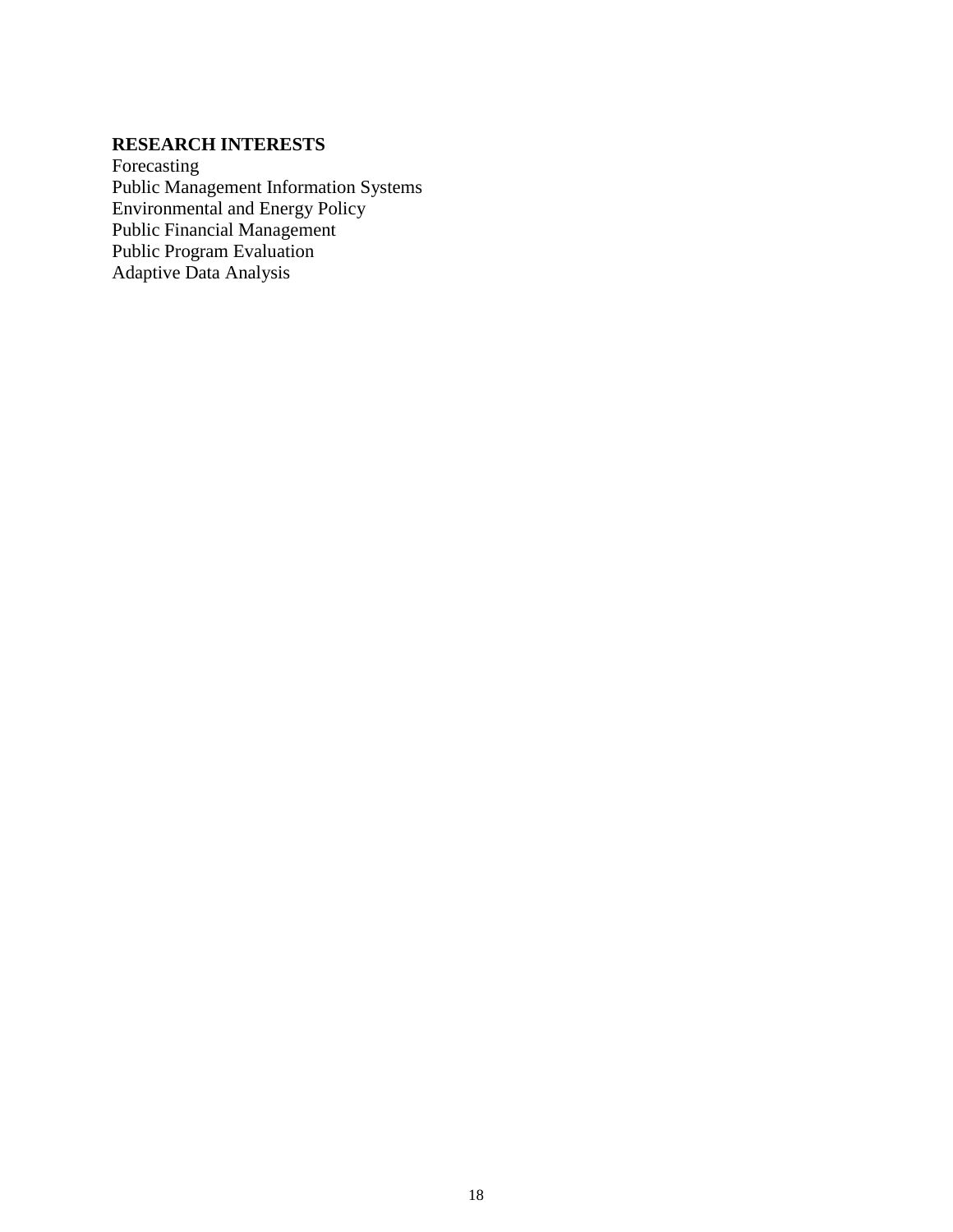**RESEARCH INTERESTS**

Forecasting
Public Management Information Systems
Environmental and Energy Policy
Public Financial Management
Public Program Evaluation
Adaptive Data Analysis